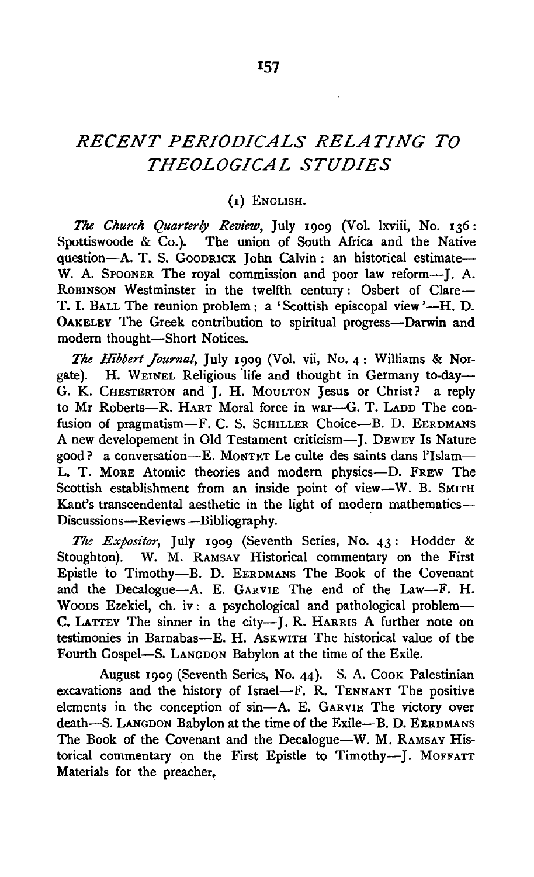# *RECENT PERIODICALS RELATING TO THEOLOGICAL STUDIES*

## (1) English.

*The Church Quarterly Review*, July 1909 (Vol. lxviii, No. 136: Spottiswoode & Co.). The union of South Africa and the Native question—A. T. S. Goodrick John Calvin: an historical estimate—W. A. Spooner The royal commission and poor law reform—J. A. Robinson Westminster in the twelfth century: Osbert of Clare—T. I. Ball The reunion problem: a 'Scottish episcopal view'—H. D. Oakeley The Greek contribution to spiritual progress—Darwin and modern thought—Short Notices.

*The Hibbert Journal*, July 1909 (Vol. vii, No. 4: Williams & Norgate). H. Weinel Religious life and thought in Germany to-day—G. K. Chesterton and J. H. Moulton Jesus or Christ? a reply to Mr Roberts—R. Hart Moral force in war—G. T. Ladd The confusion of pragmatism—F. C. S. Schiller Choice—B. D. Eerdmans A new developement in Old Testament criticism—J. Dewey Is Nature good? a conversation—E. Montet Le culte des saints dans l'Islam—L. T. More Atomic theories and modern physics—D. Frew The Scottish establishment from an inside point of view—W. B. Smith Kant's transcendental aesthetic in the light of modern mathematics—Discussions—Reviews—Bibliography.

*The Expositor*, July 1909 (Seventh Series, No. 43: Hodder & Stoughton). W. M. Ramsay Historical commentary on the First Epistle to Timothy—B. D. Eerdmans The Book of the Covenant and the Decalogue—A. E. Garvie The end of the Law—F. H. Woods Ezekiel, ch. iv: a psychological and pathological problem—C. Lattey The sinner in the city—J. R. Harris A further note on testimonies in Barnabas—E. H. Askwith The historical value of the Fourth Gospel—S. Langdon Babylon at the time of the Exile.

August 1909 (Seventh Series, No. 44). S. A. Cook Palestinian excavations and the history of Israel—F. R. Tennant The positive elements in the conception of sin—A. E. Garvie The victory over death—S. Langdon Babylon at the time of the Exile—B. D. Eerdmans The Book of the Covenant and the Decalogue—W. M. Ramsay Historical commentary on the First Epistle to Timothy—J. Moffatt Materials for the preacher.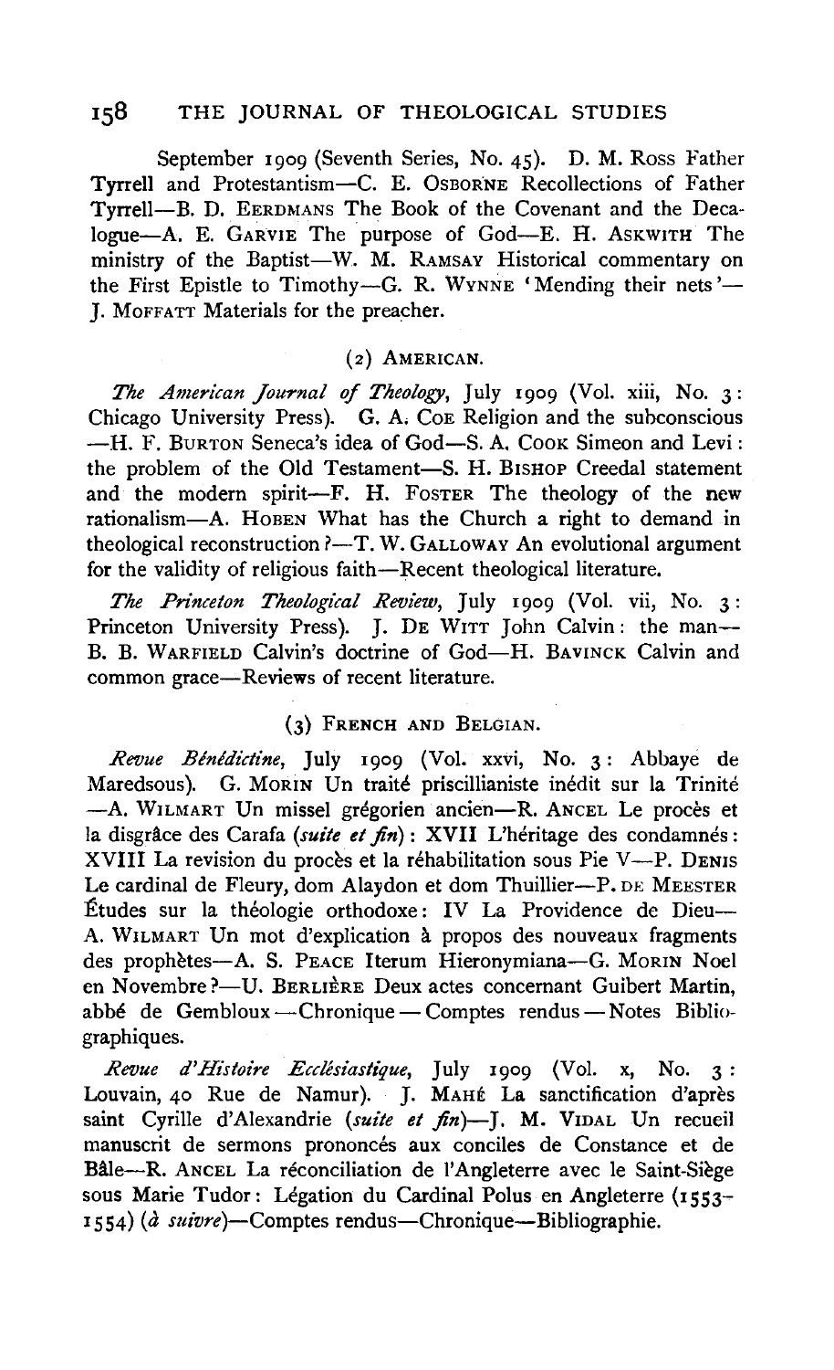September 1909 (Seventh Series, No. 45). D. M. Ross Father Tyrrell and Protestantism—C. E. OSBORNE Recollections of Father Tyrrell—B. D. EERDMANS The Book of the Covenant and the Decalogue—A. E. GARVIE The purpose of God—E. H. ASKWITH The ministry of the Baptist—W. M. RAMSAY Historical commentary on the First Epistle to Timothy—G. R. WYNNE 'Mending their nets'—J. MOFFATT Materials for the preacher.

### (2) AMERICAN.

*The American Journal of Theology*, July 1909 (Vol. xiii, No. 3: Chicago University Press). G. A. COE Religion and the subconscious—H. F. BURTON Seneca's idea of God—S. A. COOK Simeon and Levi: the problem of the Old Testament—S. H. BISHOP Creedal statement and the modern spirit—F. H. FOSTER The theology of the new rationalism—A. HOBEN What has the Church a right to demand in theological reconstruction?—T. W. GALLOWAY An evolutional argument for the validity of religious faith—Recent theological literature.

*The Princeton Theological Review*, July 1909 (Vol. vii, No. 3: Princeton University Press). J. DE WITT John Calvin: the man—B. B. WARFIELD Calvin's doctrine of God—H. BAVINCK Calvin and common grace—Reviews of recent literature.

### (3) FRENCH AND BELGIAN.

*Revue Bénédictine*, July 1909 (Vol. xxvi, No. 3: Abbaye de Maredsous). G. MORIN Un traité priscillianiste inédit sur la Trinité—A. WILMART Un missel grégorien ancien—R. ANCEL Le procès et la disgrâce des Carafa (*suite et fin*): XVII L'héritage des condamnés: XVIII La revision du procès et la réhabilitation sous Pie V—P. DENIS Le cardinal de Fleury, dom Alaydon et dom Thuillier—P. DE MEESTER Études sur la théologie orthodoxe: IV La Providence de Dieu—A. WILMART Un mot d'explication à propos des nouveaux fragments des prophètes—A. S. PEACE Iterum Hieronymiana—G. MORIN Noel en Novembre?—U. BERLIÈRE Deux actes concernant Guibert Martin, abbé de Gembloux—Chronique—Comptes rendus—Notes Bibliographiques.

*Revue d'Histoire Ecclésiastique*, July 1909 (Vol. x, No. 3: Louvain, 40 Rue de Namur). J. MAHÉ La sanctification d'après saint Cyrille d'Alexandrie (*suite et fin*)—J. M. VIDAL Un recueil manuscrit de sermons prononcés aux conciles de Constance et de Bâle—R. ANCEL La réconciliation de l'Angleterre avec le Saint-Siège sous Marie Tudor: Légation du Cardinal Polus en Angleterre (1553–1554) (*à suivre*)—Comptes rendus—Chronique—Bibliographie.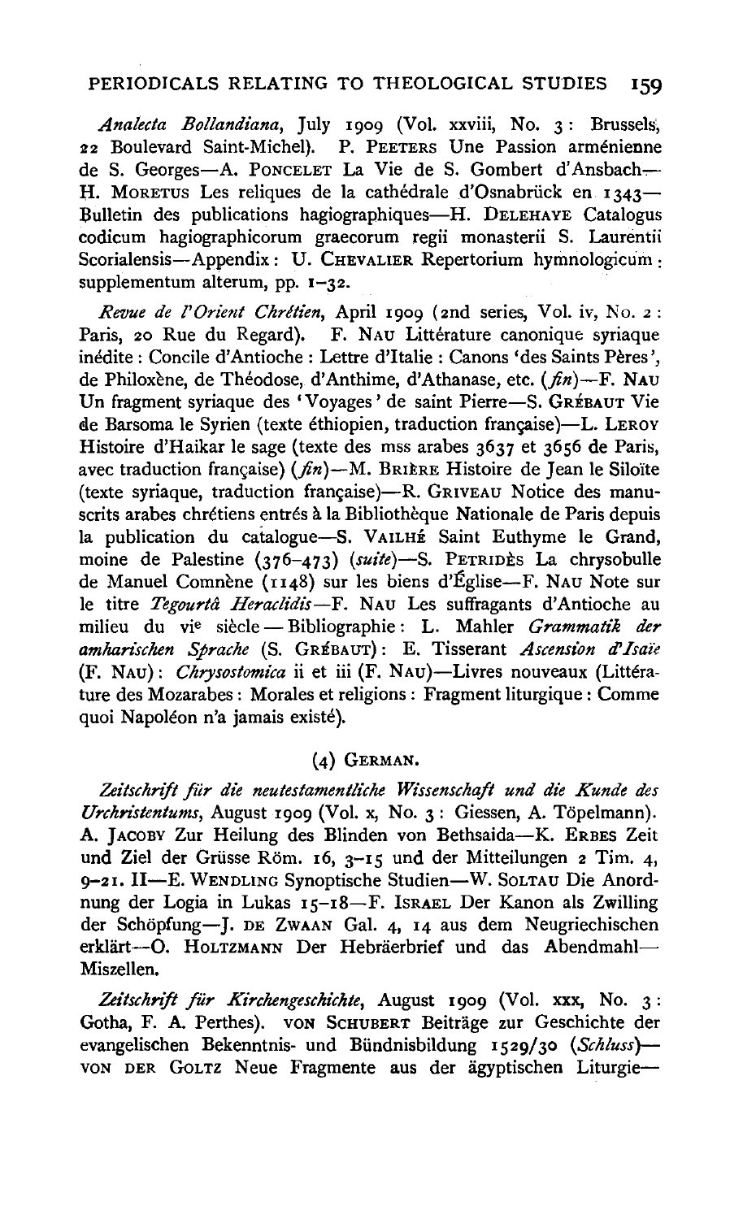*Analecta Bollandiana*, July 1909 (Vol. xxviii, No. 3: Brussels, 22 Boulevard Saint-Michel). P. PEETERS Une Passion arménienne de S. Georges—A. PONCELET La Vie de S. Gombert d'Ansbach—H. MORETUS Les reliques de la cathédrale d'Osnabrück en 1343—Bulletin des publications hagiographiques—H. DELEHAYE Catalogus codicum hagiographicorum graecorum regii monasterii S. Laurentii Scorialensis—Appendix: U. CHEVALIER Repertorium hymnologicum: supplementum alterum, pp. 1–32.

*Revue de l'Orient Chrétien*, April 1909 (2nd series, Vol. iv, No. 2: Paris, 20 Rue du Regard). F. NAU Littérature canonique syriaque inédite: Concile d'Antioche: Lettre d'Italie: Canons 'des Saints Pères', de Philoxène, de Théodose, d'Anthime, d'Athanase, etc. (*fin*)—F. NAU Un fragment syriaque des 'Voyages' de saint Pierre—S. GRÉBAUT Vie de Barsoma le Syrien (texte éthiopien, traduction française)—L. LEROY Histoire d'Haikar le sage (texte des mss arabes 3637 et 3656 de Paris, avec traduction française) (*fin*)—M. BRIÈRE Histoire de Jean le Siloïte (texte syriaque, traduction française)—R. GRIVEAU Notice des manuscrits arabes chrétiens entrés à la Bibliothèque Nationale de Paris depuis la publication du catalogue—S. VAILHÉ Saint Euthyme le Grand, moine de Palestine (376–473) (*suite*)—S. PETRIDÈS La chrysobulle de Manuel Comnène (1148) sur les biens d'Église—F. NAU Note sur le titre *Tegourtâ Heraclidis*—F. NAU Les suffragants d'Antioche au milieu du vi^e siècle—Bibliographie: L. Mahler *Grammatik der amharischen Sprache* (S. GRÉBAUT): E. Tisserant *Ascension d'Isaïe* (F. NAU): *Chrysostomica* ii et iii (F. NAU)—Livres nouveaux (Littérature des Mozarabes: Morales et religions: Fragment liturgique: Comme quoi Napoléon n'a jamais existé).

### (4) GERMAN.

*Zeitschrift für die neutestamentliche Wissenschaft und die Kunde des Urchristentums*, August 1909 (Vol. x, No. 3: Giessen, A. Töpelmann). A. JACOBY Zur Heilung des Blinden von Bethsaida—K. ERBES Zeit und Ziel der Grüsse Röm. 16, 3–15 und der Mitteilungen 2 Tim. 4, 9–21. II—E. WENDLING Synoptische Studien—W. SOLTAU Die Anordnung der Logia in Lukas 15–18—F. ISRAEL Der Kanon als Zwilling der Schöpfung—J. DE ZWAAN Gal. 4, 14 aus dem Neugriechischen erklärt—O. HOLTZMANN Der Hebräerbrief und das Abendmahl—Miszellen.

*Zeitschrift für Kirchengeschichte*, August 1909 (Vol. xxx, No. 3: Gotha, F. A. Perthes). VON SCHUBERT Beiträge zur Geschichte der evangelischen Bekenntnis- und Bündnisbildung 1529/30 (*Schluss*)—VON DER GOLTZ Neue Fragmente aus der ägyptischen Liturgie—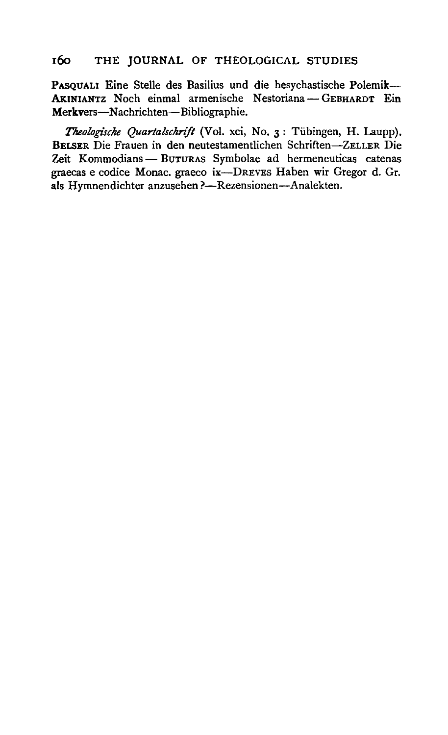PASQUALI Eine Stelle des Basilius und die hesychastische Polemik—AKINIANTZ Noch einmal armenische Nestoriana — GEBHARDT Ein Merkvers—Nachrichten—Bibliographie.

*Theologische Quartalschrift* (Vol. xci, No. 3: Tübingen, H. Laupp). BELSER Die Frauen in den neutestamentlichen Schriften—ZELLER Die Zeit Kommodians — BUTURAS Symbolae ad hermeneuticas catenas graecas e codice Monac. graeco ix—DREVES Haben wir Gregor d. Gr. als Hymnendichter anzusehen?—Rezensionen—Analekten.